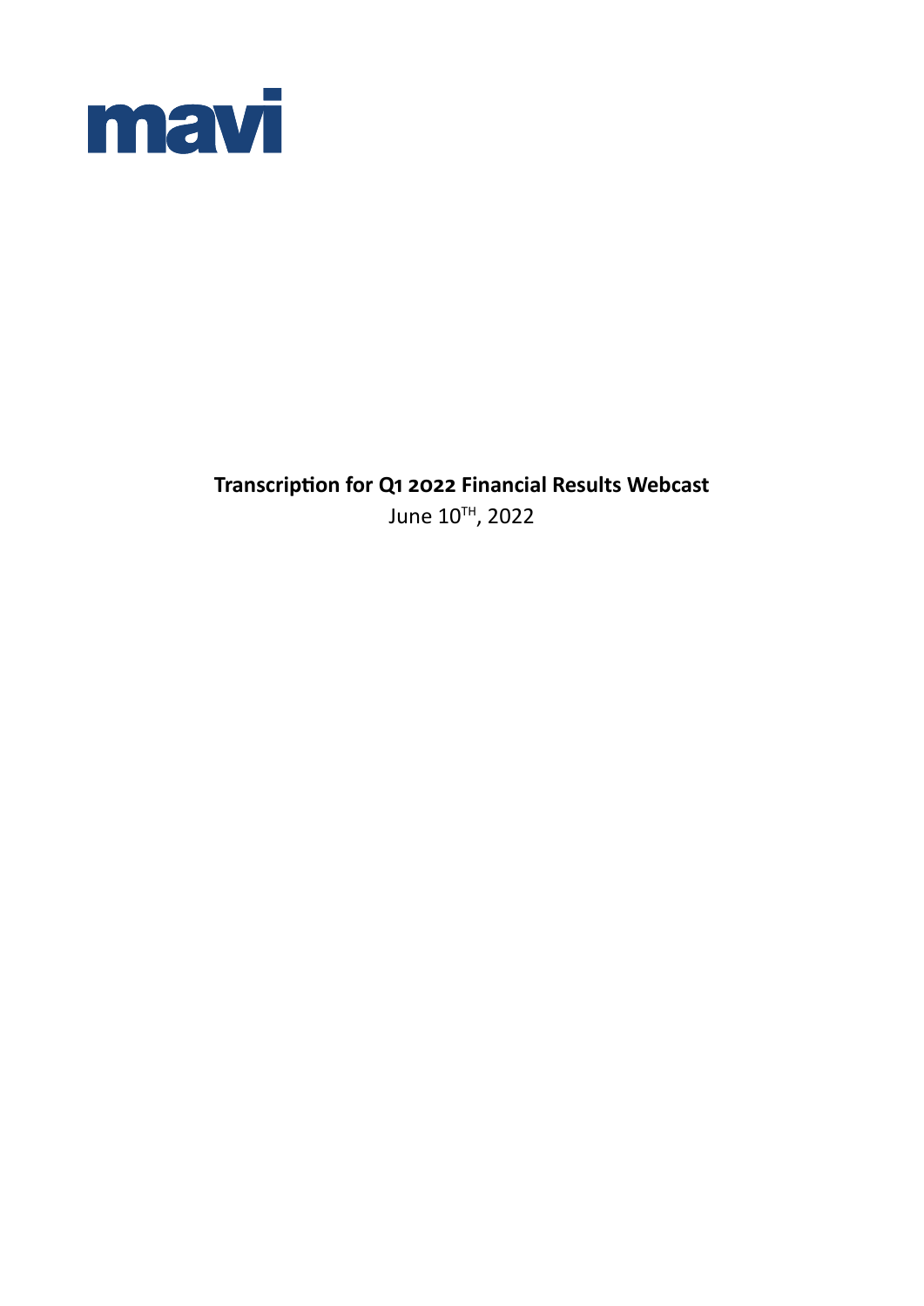mavi

**Transcription for Q1 2022 Financial Results Webcast**

June 10TH, 2022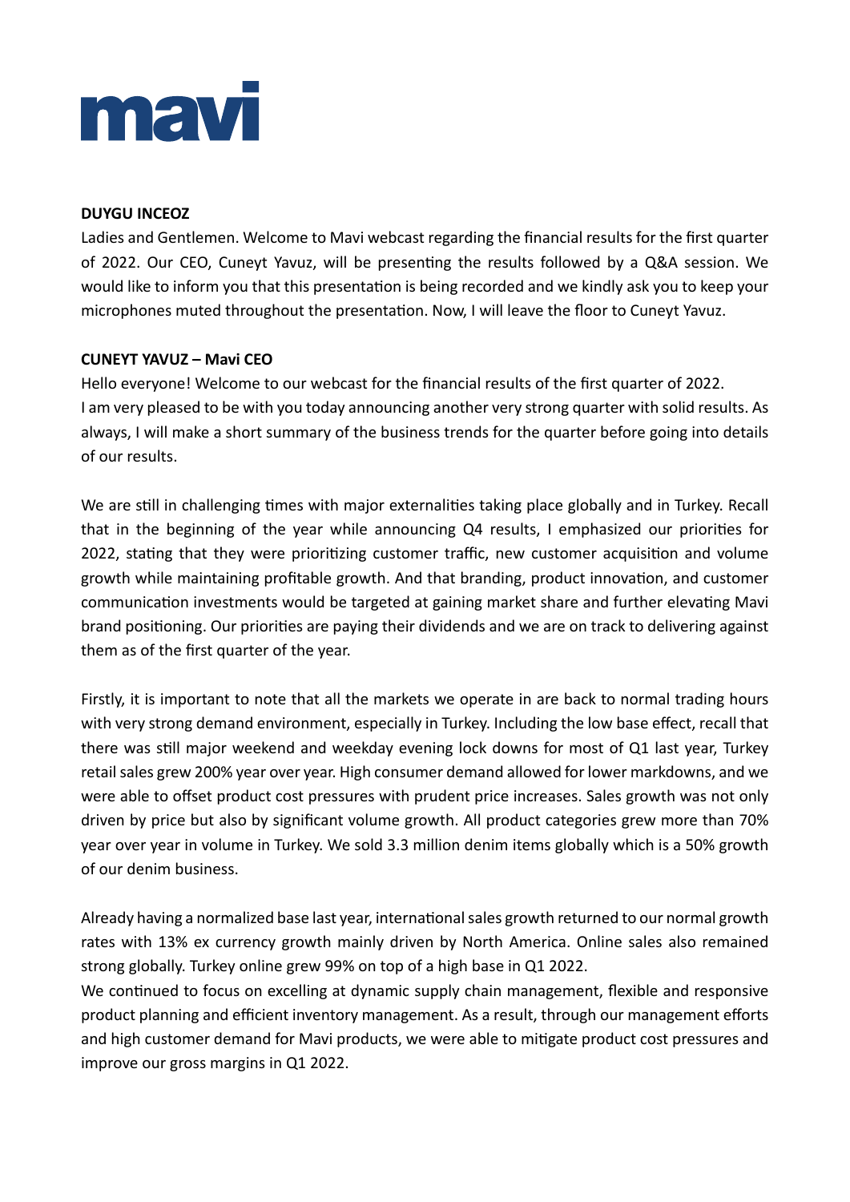**DUYGU INCEOZ**

Ladies and Gentlemen. Welcome to Mavi webcast regarding the financial results for the first quarter of 2022. Our CEO, Cuneyt Yavuz, will be presenting the results followed by a Q&A session. We would like to inform you that this presentation is being recorded and we kindly ask you to keep your microphones muted throughout the presentation. Now, I will leave the floor to Cuneyt Yavuz.

**CUNEYT YAVUZ – Mavi CEO**

Hello everyone! Welcome to our webcast for the financial results of the first quarter of 2022.
I am very pleased to be with you today announcing another very strong quarter with solid results. As always, I will make a short summary of the business trends for the quarter before going into details of our results.

We are still in challenging times with major externalities taking place globally and in Turkey. Recall that in the beginning of the year while announcing Q4 results, I emphasized our priorities for 2022, stating that they were prioritizing customer traffic, new customer acquisition and volume growth while maintaining profitable growth. And that branding, product innovation, and customer communication investments would be targeted at gaining market share and further elevating Mavi brand positioning. Our priorities are paying their dividends and we are on track to delivering against them as of the first quarter of the year.

Firstly, it is important to note that all the markets we operate in are back to normal trading hours with very strong demand environment, especially in Turkey. Including the low base effect, recall that there was still major weekend and weekday evening lock downs for most of Q1 last year, Turkey retail sales grew 200% year over year. High consumer demand allowed for lower markdowns, and we were able to offset product cost pressures with prudent price increases. Sales growth was not only driven by price but also by significant volume growth. All product categories grew more than 70% year over year in volume in Turkey. We sold 3.3 million denim items globally which is a 50% growth of our denim business.

Already having a normalized base last year, international sales growth returned to our normal growth rates with 13% ex currency growth mainly driven by North America. Online sales also remained strong globally. Turkey online grew 99% on top of a high base in Q1 2022.
We continued to focus on excelling at dynamic supply chain management, flexible and responsive product planning and efficient inventory management. As a result, through our management efforts and high customer demand for Mavi products, we were able to mitigate product cost pressures and improve our gross margins in Q1 2022.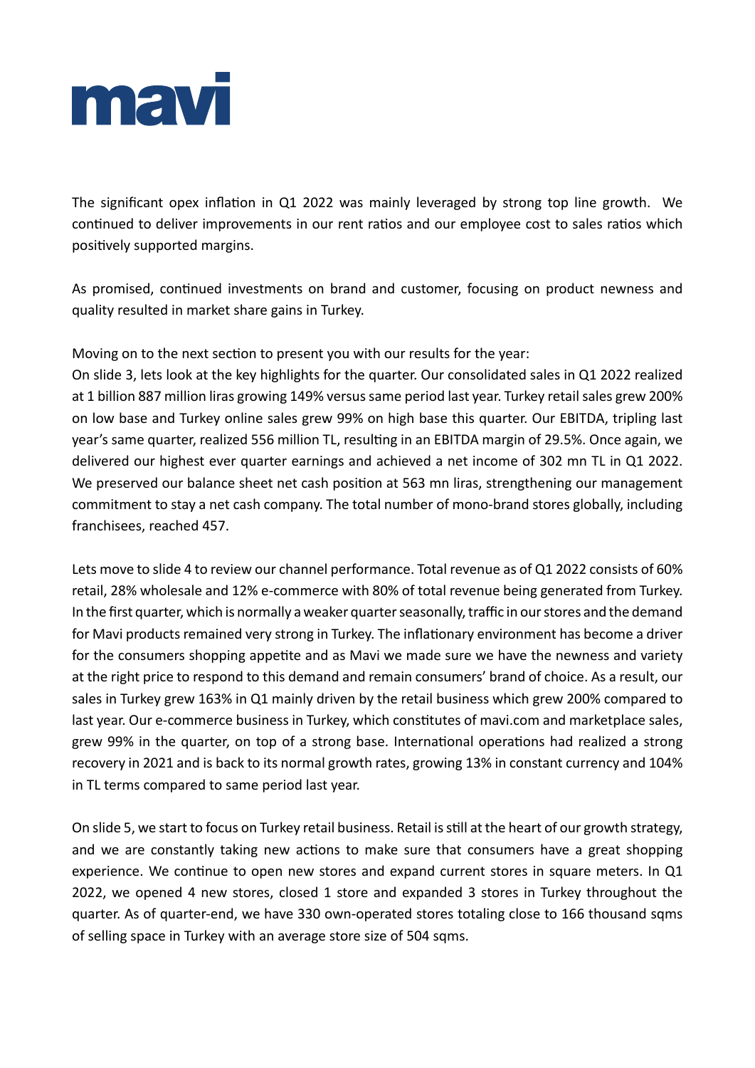The significant opex inflation in Q1 2022 was mainly leveraged by strong top line growth. We continued to deliver improvements in our rent ratios and our employee cost to sales ratios which positively supported margins.

As promised, continued investments on brand and customer, focusing on product newness and quality resulted in market share gains in Turkey.

Moving on to the next section to present you with our results for the year:
On slide 3, lets look at the key highlights for the quarter. Our consolidated sales in Q1 2022 realized at 1 billion 887 million liras growing 149% versus same period last year. Turkey retail sales grew 200% on low base and Turkey online sales grew 99% on high base this quarter. Our EBITDA, tripling last year's same quarter, realized 556 million TL, resulting in an EBITDA margin of 29.5%. Once again, we delivered our highest ever quarter earnings and achieved a net income of 302 mn TL in Q1 2022. We preserved our balance sheet net cash position at 563 mn liras, strengthening our management commitment to stay a net cash company. The total number of mono-brand stores globally, including franchisees, reached 457.

Lets move to slide 4 to review our channel performance. Total revenue as of Q1 2022 consists of 60% retail, 28% wholesale and 12% e-commerce with 80% of total revenue being generated from Turkey. In the first quarter, which is normally a weaker quarter seasonally, traffic in our stores and the demand for Mavi products remained very strong in Turkey. The inflationary environment has become a driver for the consumers shopping appetite and as Mavi we made sure we have the newness and variety at the right price to respond to this demand and remain consumers' brand of choice. As a result, our sales in Turkey grew 163% in Q1 mainly driven by the retail business which grew 200% compared to last year. Our e-commerce business in Turkey, which constitutes of mavi.com and marketplace sales, grew 99% in the quarter, on top of a strong base. International operations had realized a strong recovery in 2021 and is back to its normal growth rates, growing 13% in constant currency and 104% in TL terms compared to same period last year.

On slide 5, we start to focus on Turkey retail business. Retail is still at the heart of our growth strategy, and we are constantly taking new actions to make sure that consumers have a great shopping experience. We continue to open new stores and expand current stores in square meters. In Q1 2022, we opened 4 new stores, closed 1 store and expanded 3 stores in Turkey throughout the quarter. As of quarter-end, we have 330 own-operated stores totaling close to 166 thousand sqms of selling space in Turkey with an average store size of 504 sqms.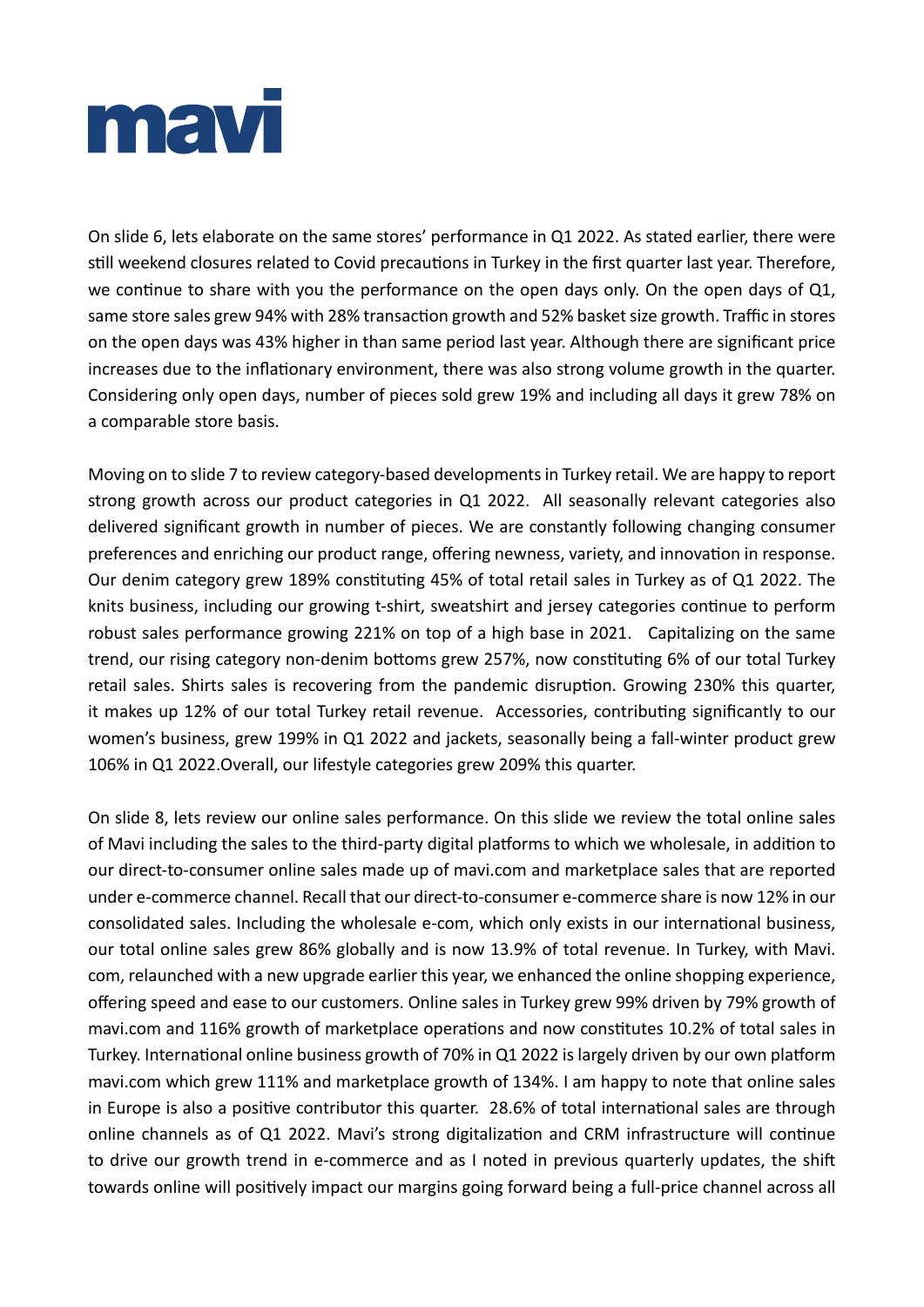On slide 6, lets elaborate on the same stores' performance in Q1 2022. As stated earlier, there were still weekend closures related to Covid precautions in Turkey in the first quarter last year. Therefore, we continue to share with you the performance on the open days only. On the open days of Q1, same store sales grew 94% with 28% transaction growth and 52% basket size growth. Traffic in stores on the open days was 43% higher in than same period last year. Although there are significant price increases due to the inflationary environment, there was also strong volume growth in the quarter. Considering only open days, number of pieces sold grew 19% and including all days it grew 78% on a comparable store basis.

Moving on to slide 7 to review category-based developments in Turkey retail. We are happy to report strong growth across our product categories in Q1 2022. All seasonally relevant categories also delivered significant growth in number of pieces. We are constantly following changing consumer preferences and enriching our product range, offering newness, variety, and innovation in response. Our denim category grew 189% constituting 45% of total retail sales in Turkey as of Q1 2022. The knits business, including our growing t-shirt, sweatshirt and jersey categories continue to perform robust sales performance growing 221% on top of a high base in 2021. Capitalizing on the same trend, our rising category non-denim bottoms grew 257%, now constituting 6% of our total Turkey retail sales. Shirts sales is recovering from the pandemic disruption. Growing 230% this quarter, it makes up 12% of our total Turkey retail revenue. Accessories, contributing significantly to our women's business, grew 199% in Q1 2022 and jackets, seasonally being a fall-winter product grew 106% in Q1 2022.Overall, our lifestyle categories grew 209% this quarter.

On slide 8, lets review our online sales performance. On this slide we review the total online sales of Mavi including the sales to the third-party digital platforms to which we wholesale, in addition to our direct-to-consumer online sales made up of mavi.com and marketplace sales that are reported under e-commerce channel. Recall that our direct-to-consumer e-commerce share is now 12% in our consolidated sales. Including the wholesale e-com, which only exists in our international business, our total online sales grew 86% globally and is now 13.9% of total revenue. In Turkey, with Mavi.com, relaunched with a new upgrade earlier this year, we enhanced the online shopping experience, offering speed and ease to our customers. Online sales in Turkey grew 99% driven by 79% growth of mavi.com and 116% growth of marketplace operations and now constitutes 10.2% of total sales in Turkey. International online business growth of 70% in Q1 2022 is largely driven by our own platform mavi.com which grew 111% and marketplace growth of 134%. I am happy to note that online sales in Europe is also a positive contributor this quarter. 28.6% of total international sales are through online channels as of Q1 2022. Mavi's strong digitalization and CRM infrastructure will continue to drive our growth trend in e-commerce and as I noted in previous quarterly updates, the shift towards online will positively impact our margins going forward being a full-price channel across all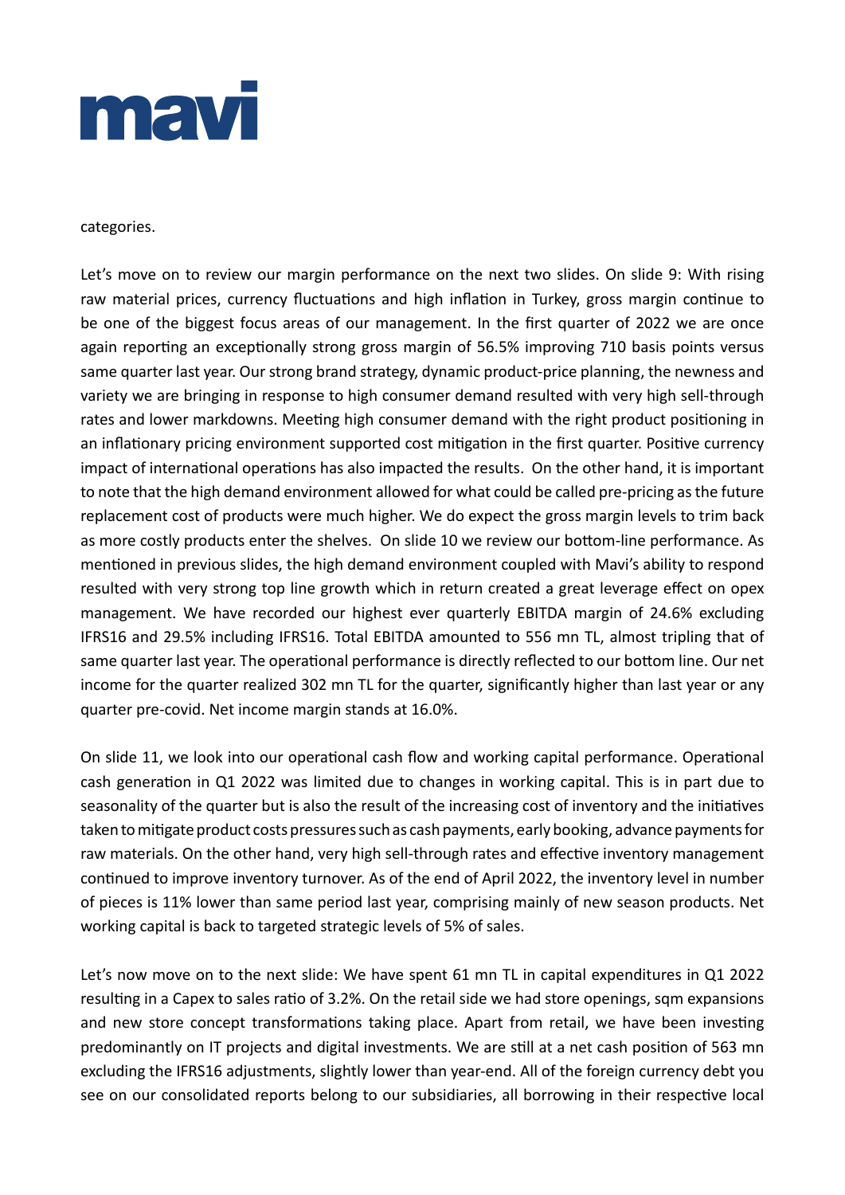categories.

Let's move on to review our margin performance on the next two slides. On slide 9: With rising raw material prices, currency fluctuations and high inflation in Turkey, gross margin continue to be one of the biggest focus areas of our management. In the first quarter of 2022 we are once again reporting an exceptionally strong gross margin of 56.5% improving 710 basis points versus same quarter last year. Our strong brand strategy, dynamic product-price planning, the newness and variety we are bringing in response to high consumer demand resulted with very high sell-through rates and lower markdowns. Meeting high consumer demand with the right product positioning in an inflationary pricing environment supported cost mitigation in the first quarter. Positive currency impact of international operations has also impacted the results. On the other hand, it is important to note that the high demand environment allowed for what could be called pre-pricing as the future replacement cost of products were much higher. We do expect the gross margin levels to trim back as more costly products enter the shelves. On slide 10 we review our bottom-line performance. As mentioned in previous slides, the high demand environment coupled with Mavi's ability to respond resulted with very strong top line growth which in return created a great leverage effect on opex management. We have recorded our highest ever quarterly EBITDA margin of 24.6% excluding IFRS16 and 29.5% including IFRS16. Total EBITDA amounted to 556 mn TL, almost tripling that of same quarter last year. The operational performance is directly reflected to our bottom line. Our net income for the quarter realized 302 mn TL for the quarter, significantly higher than last year or any quarter pre-covid. Net income margin stands at 16.0%.

On slide 11, we look into our operational cash flow and working capital performance. Operational cash generation in Q1 2022 was limited due to changes in working capital. This is in part due to seasonality of the quarter but is also the result of the increasing cost of inventory and the initiatives taken to mitigate product costs pressures such as cash payments, early booking, advance payments for raw materials. On the other hand, very high sell-through rates and effective inventory management continued to improve inventory turnover. As of the end of April 2022, the inventory level in number of pieces is 11% lower than same period last year, comprising mainly of new season products. Net working capital is back to targeted strategic levels of 5% of sales.

Let's now move on to the next slide: We have spent 61 mn TL in capital expenditures in Q1 2022 resulting in a Capex to sales ratio of 3.2%. On the retail side we had store openings, sqm expansions and new store concept transformations taking place. Apart from retail, we have been investing predominantly on IT projects and digital investments. We are still at a net cash position of 563 mn excluding the IFRS16 adjustments, slightly lower than year-end. All of the foreign currency debt you see on our consolidated reports belong to our subsidiaries, all borrowing in their respective local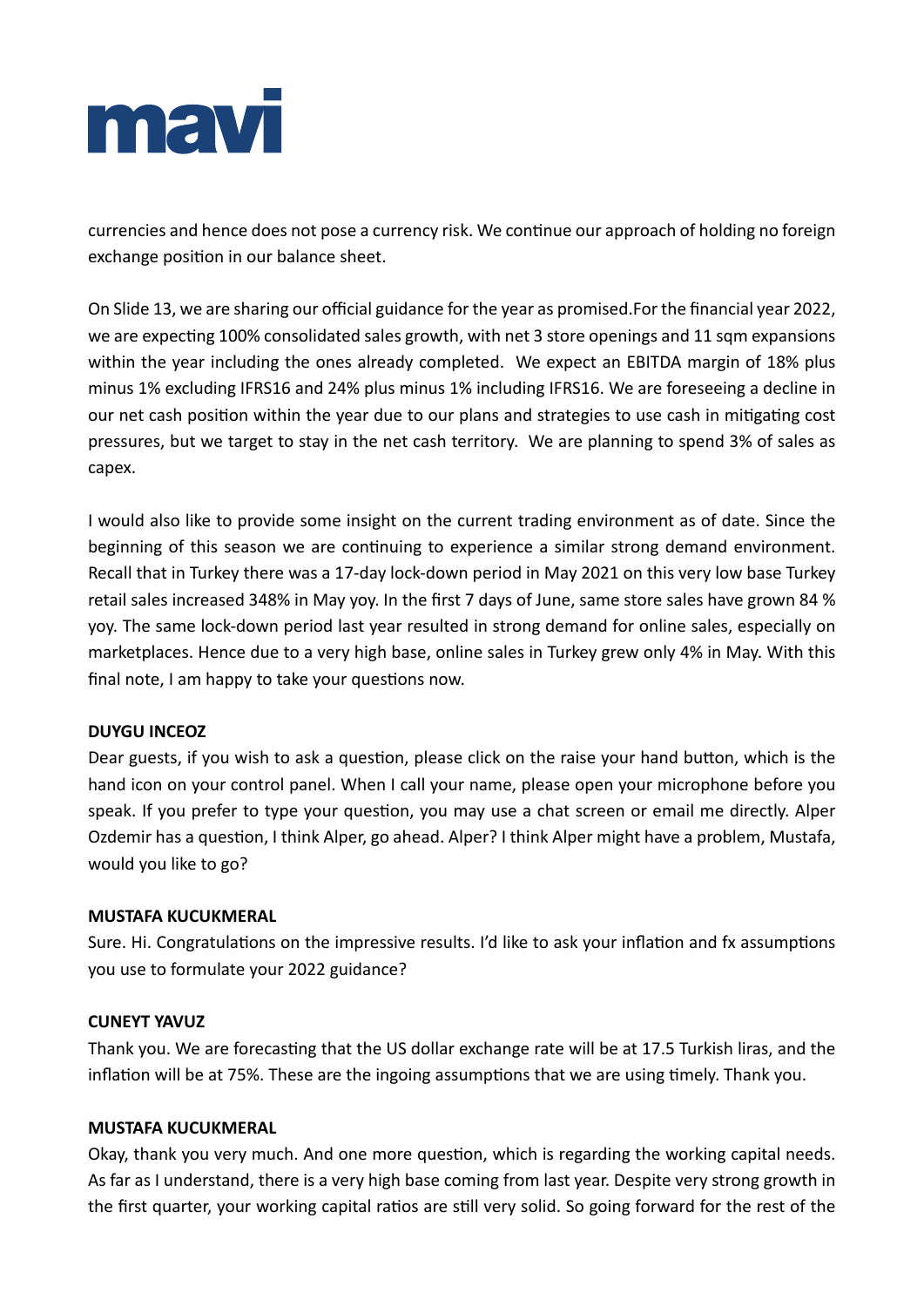currencies and hence does not pose a currency risk. We continue our approach of holding no foreign exchange position in our balance sheet.

On Slide 13, we are sharing our official guidance for the year as promised.For the financial year 2022, we are expecting 100% consolidated sales growth, with net 3 store openings and 11 sqm expansions within the year including the ones already completed.  We expect an EBITDA margin of 18% plus minus 1% excluding IFRS16 and 24% plus minus 1% including IFRS16. We are foreseeing a decline in our net cash position within the year due to our plans and strategies to use cash in mitigating cost pressures, but we target to stay in the net cash territory.  We are planning to spend 3% of sales as capex.

I would also like to provide some insight on the current trading environment as of date. Since the beginning of this season we are continuing to experience a similar strong demand environment. Recall that in Turkey there was a 17-day lock-down period in May 2021 on this very low base Turkey retail sales increased 348% in May yoy. In the first 7 days of June, same store sales have grown 84 % yoy. The same lock-down period last year resulted in strong demand for online sales, especially on marketplaces. Hence due to a very high base, online sales in Turkey grew only 4% in May. With this final note, I am happy to take your questions now.

**DUYGU INCEOZ**

Dear guests, if you wish to ask a question, please click on the raise your hand button, which is the hand icon on your control panel. When I call your name, please open your microphone before you speak. If you prefer to type your question, you may use a chat screen or email me directly. Alper Ozdemir has a question, I think Alper, go ahead. Alper? I think Alper might have a problem, Mustafa, would you like to go?

**MUSTAFA KUCUKMERAL**

Sure. Hi. Congratulations on the impressive results. I'd like to ask your inflation and fx assumptions you use to formulate your 2022 guidance?

**CUNEYT YAVUZ**

Thank you. We are forecasting that the US dollar exchange rate will be at 17.5 Turkish liras, and the inflation will be at 75%. These are the ingoing assumptions that we are using timely. Thank you.

**MUSTAFA KUCUKMERAL**

Okay, thank you very much. And one more question, which is regarding the working capital needs. As far as I understand, there is a very high base coming from last year. Despite very strong growth in the first quarter, your working capital ratios are still very solid. So going forward for the rest of the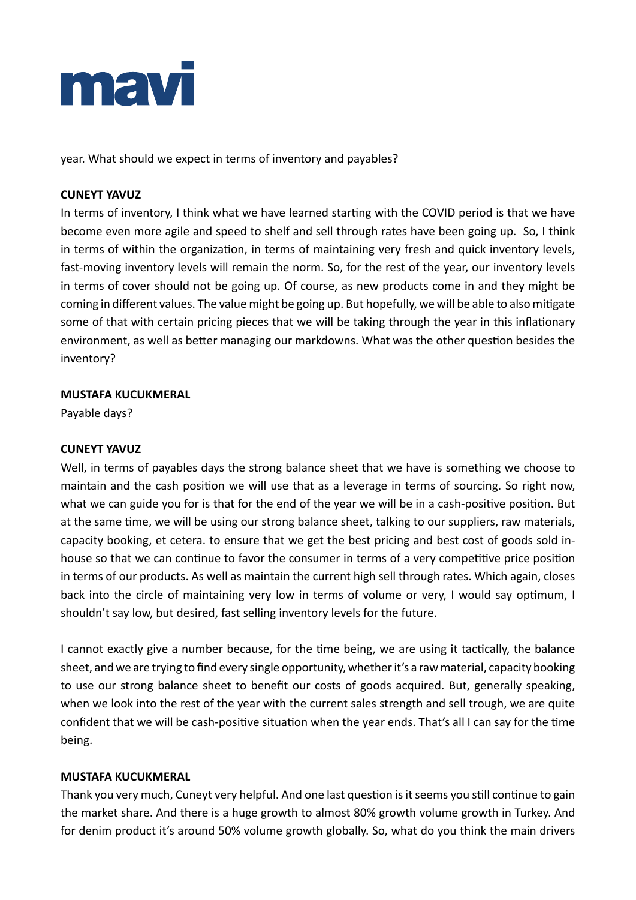year. What should we expect in terms of inventory and payables?

**CUNEYT YAVUZ**

In terms of inventory, I think what we have learned starting with the COVID period is that we have become even more agile and speed to shelf and sell through rates have been going up. So, I think in terms of within the organization, in terms of maintaining very fresh and quick inventory levels, fast-moving inventory levels will remain the norm. So, for the rest of the year, our inventory levels in terms of cover should not be going up. Of course, as new products come in and they might be coming in different values. The value might be going up. But hopefully, we will be able to also mitigate some of that with certain pricing pieces that we will be taking through the year in this inflationary environment, as well as better managing our markdowns. What was the other question besides the inventory?

**MUSTAFA KUCUKMERAL**

Payable days?

**CUNEYT YAVUZ**

Well, in terms of payables days the strong balance sheet that we have is something we choose to maintain and the cash position we will use that as a leverage in terms of sourcing. So right now, what we can guide you for is that for the end of the year we will be in a cash-positive position. But at the same time, we will be using our strong balance sheet, talking to our suppliers, raw materials, capacity booking, et cetera. to ensure that we get the best pricing and best cost of goods sold in-house so that we can continue to favor the consumer in terms of a very competitive price position in terms of our products. As well as maintain the current high sell through rates. Which again, closes back into the circle of maintaining very low in terms of volume or very, I would say optimum, I shouldn't say low, but desired, fast selling inventory levels for the future.

I cannot exactly give a number because, for the time being, we are using it tactically, the balance sheet, and we are trying to find every single opportunity, whether it's a raw material, capacity booking to use our strong balance sheet to benefit our costs of goods acquired. But, generally speaking, when we look into the rest of the year with the current sales strength and sell trough, we are quite confident that we will be cash-positive situation when the year ends. That's all I can say for the time being.

**MUSTAFA KUCUKMERAL**

Thank you very much, Cuneyt very helpful. And one last question is it seems you still continue to gain the market share. And there is a huge growth to almost 80% growth volume growth in Turkey. And for denim product it's around 50% volume growth globally. So, what do you think the main drivers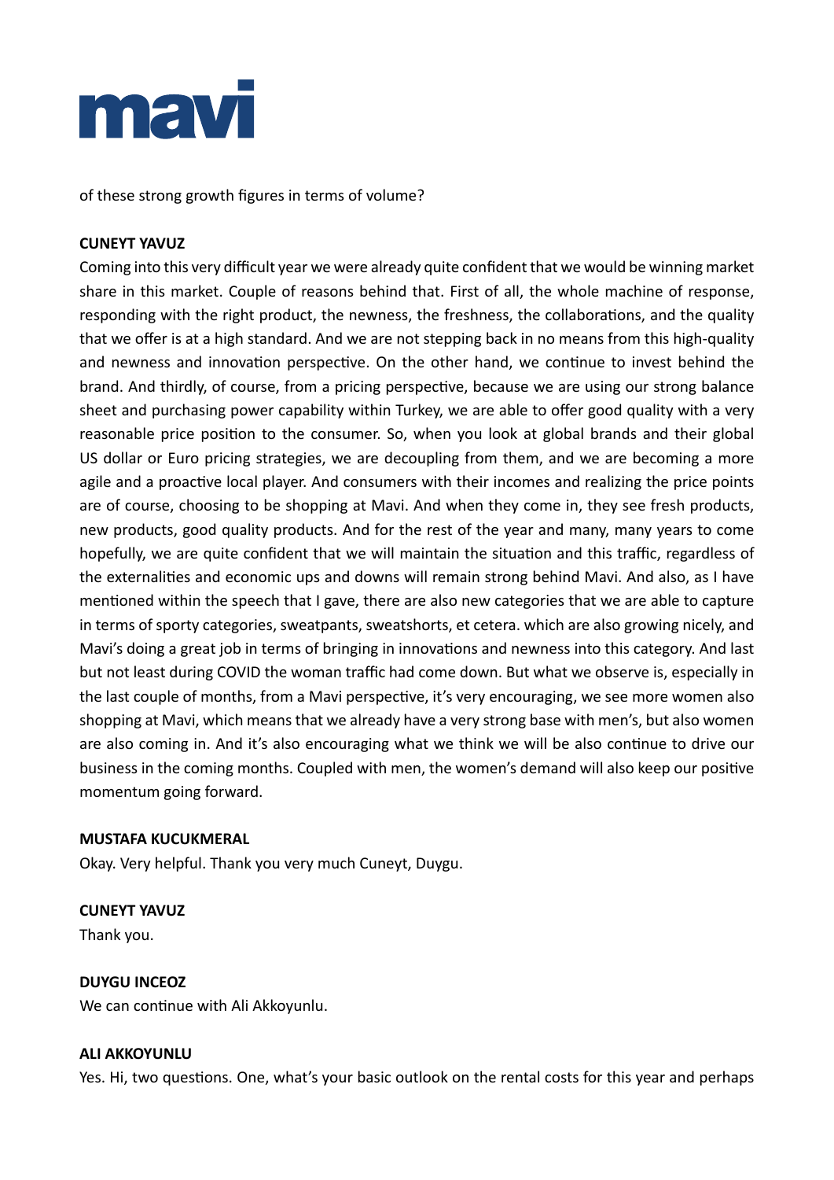of these strong growth figures in terms of volume?

**CUNEYT YAVUZ**

Coming into this very difficult year we were already quite confident that we would be winning market share in this market. Couple of reasons behind that. First of all, the whole machine of response, responding with the right product, the newness, the freshness, the collaborations, and the quality that we offer is at a high standard. And we are not stepping back in no means from this high-quality and newness and innovation perspective. On the other hand, we continue to invest behind the brand. And thirdly, of course, from a pricing perspective, because we are using our strong balance sheet and purchasing power capability within Turkey, we are able to offer good quality with a very reasonable price position to the consumer. So, when you look at global brands and their global US dollar or Euro pricing strategies, we are decoupling from them, and we are becoming a more agile and a proactive local player. And consumers with their incomes and realizing the price points are of course, choosing to be shopping at Mavi. And when they come in, they see fresh products, new products, good quality products. And for the rest of the year and many, many years to come hopefully, we are quite confident that we will maintain the situation and this traffic, regardless of the externalities and economic ups and downs will remain strong behind Mavi. And also, as I have mentioned within the speech that I gave, there are also new categories that we are able to capture in terms of sporty categories, sweatpants, sweatshorts, et cetera. which are also growing nicely, and Mavi's doing a great job in terms of bringing in innovations and newness into this category. And last but not least during COVID the woman traffic had come down. But what we observe is, especially in the last couple of months, from a Mavi perspective, it's very encouraging, we see more women also shopping at Mavi, which means that we already have a very strong base with men's, but also women are also coming in. And it's also encouraging what we think we will be also continue to drive our business in the coming months. Coupled with men, the women's demand will also keep our positive momentum going forward.

**MUSTAFA KUCUKMERAL**

Okay. Very helpful. Thank you very much Cuneyt, Duygu.

**CUNEYT YAVUZ**

Thank you.

**DUYGU INCEOZ**

We can continue with Ali Akkoyunlu.

**ALI AKKOYUNLU**

Yes. Hi, two questions. One, what's your basic outlook on the rental costs for this year and perhaps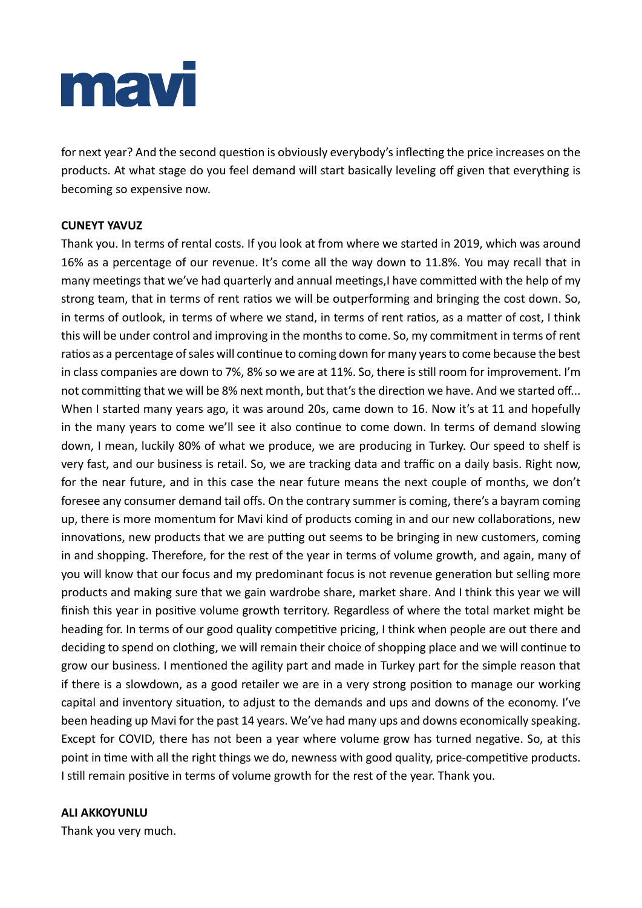for next year? And the second question is obviously everybody's inflecting the price increases on the products. At what stage do you feel demand will start basically leveling off given that everything is becoming so expensive now.

**CUNEYT YAVUZ**

Thank you. In terms of rental costs. If you look at from where we started in 2019, which was around 16% as a percentage of our revenue. It's come all the way down to 11.8%. You may recall that in many meetings that we've had quarterly and annual meetings,I have committed with the help of my strong team, that in terms of rent ratios we will be outperforming and bringing the cost down. So, in terms of outlook, in terms of where we stand, in terms of rent ratios, as a matter of cost, I think this will be under control and improving in the months to come. So, my commitment in terms of rent ratios as a percentage of sales will continue to coming down for many years to come because the best in class companies are down to 7%, 8% so we are at 11%. So, there is still room for improvement. I'm not committing that we will be 8% next month, but that's the direction we have. And we started off... When I started many years ago, it was around 20s, came down to 16. Now it's at 11 and hopefully in the many years to come we'll see it also continue to come down. In terms of demand slowing down, I mean, luckily 80% of what we produce, we are producing in Turkey. Our speed to shelf is very fast, and our business is retail. So, we are tracking data and traffic on a daily basis. Right now, for the near future, and in this case the near future means the next couple of months, we don't foresee any consumer demand tail offs. On the contrary summer is coming, there's a bayram coming up, there is more momentum for Mavi kind of products coming in and our new collaborations, new innovations, new products that we are putting out seems to be bringing in new customers, coming in and shopping. Therefore, for the rest of the year in terms of volume growth, and again, many of you will know that our focus and my predominant focus is not revenue generation but selling more products and making sure that we gain wardrobe share, market share. And I think this year we will finish this year in positive volume growth territory. Regardless of where the total market might be heading for. In terms of our good quality competitive pricing, I think when people are out there and deciding to spend on clothing, we will remain their choice of shopping place and we will continue to grow our business. I mentioned the agility part and made in Turkey part for the simple reason that if there is a slowdown, as a good retailer we are in a very strong position to manage our working capital and inventory situation, to adjust to the demands and ups and downs of the economy. I've been heading up Mavi for the past 14 years. We've had many ups and downs economically speaking. Except for COVID, there has not been a year where volume grow has turned negative. So, at this point in time with all the right things we do, newness with good quality, price-competitive products. I still remain positive in terms of volume growth for the rest of the year. Thank you.

**ALI AKKOYUNLU**

Thank you very much.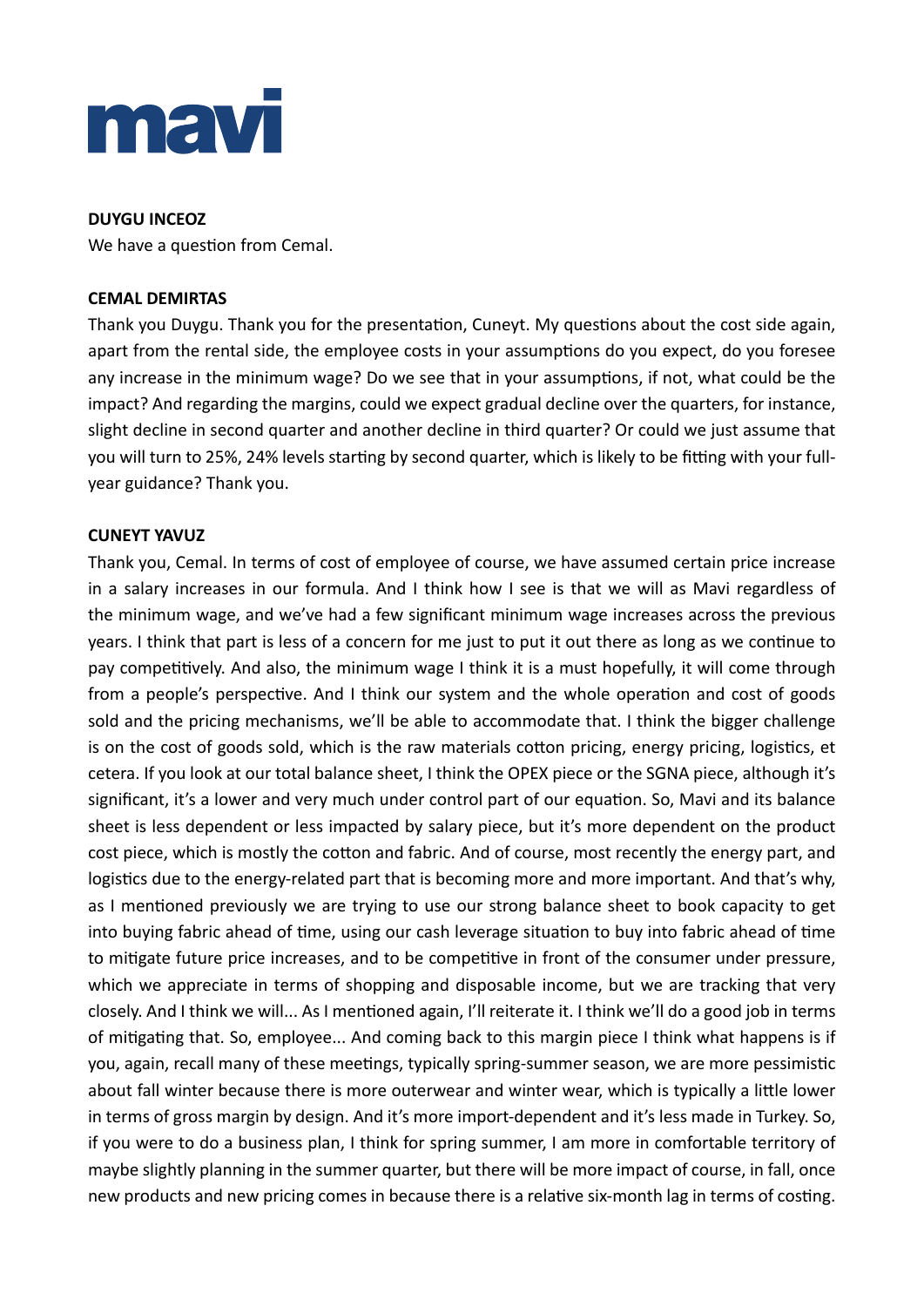**DUYGU INCEOZ**

We have a question from Cemal.

**CEMAL DEMIRTAS**

Thank you Duygu. Thank you for the presentation, Cuneyt. My questions about the cost side again, apart from the rental side, the employee costs in your assumptions do you expect, do you foresee any increase in the minimum wage? Do we see that in your assumptions, if not, what could be the impact? And regarding the margins, could we expect gradual decline over the quarters, for instance, slight decline in second quarter and another decline in third quarter? Or could we just assume that you will turn to 25%, 24% levels starting by second quarter, which is likely to be fitting with your full-year guidance? Thank you.

**CUNEYT YAVUZ**

Thank you, Cemal. In terms of cost of employee of course, we have assumed certain price increase in a salary increases in our formula. And I think how I see is that we will as Mavi regardless of the minimum wage, and we've had a few significant minimum wage increases across the previous years. I think that part is less of a concern for me just to put it out there as long as we continue to pay competitively. And also, the minimum wage I think it is a must hopefully, it will come through from a people's perspective. And I think our system and the whole operation and cost of goods sold and the pricing mechanisms, we'll be able to accommodate that. I think the bigger challenge is on the cost of goods sold, which is the raw materials cotton pricing, energy pricing, logistics, et cetera. If you look at our total balance sheet, I think the OPEX piece or the SGNA piece, although it's significant, it's a lower and very much under control part of our equation. So, Mavi and its balance sheet is less dependent or less impacted by salary piece, but it's more dependent on the product cost piece, which is mostly the cotton and fabric. And of course, most recently the energy part, and logistics due to the energy-related part that is becoming more and more important. And that's why, as I mentioned previously we are trying to use our strong balance sheet to book capacity to get into buying fabric ahead of time, using our cash leverage situation to buy into fabric ahead of time to mitigate future price increases, and to be competitive in front of the consumer under pressure, which we appreciate in terms of shopping and disposable income, but we are tracking that very closely. And I think we will... As I mentioned again, I'll reiterate it. I think we'll do a good job in terms of mitigating that. So, employee... And coming back to this margin piece I think what happens is if you, again, recall many of these meetings, typically spring-summer season, we are more pessimistic about fall winter because there is more outerwear and winter wear, which is typically a little lower in terms of gross margin by design. And it's more import-dependent and it's less made in Turkey. So, if you were to do a business plan, I think for spring summer, I am more in comfortable territory of maybe slightly planning in the summer quarter, but there will be more impact of course, in fall, once new products and new pricing comes in because there is a relative six-month lag in terms of costing.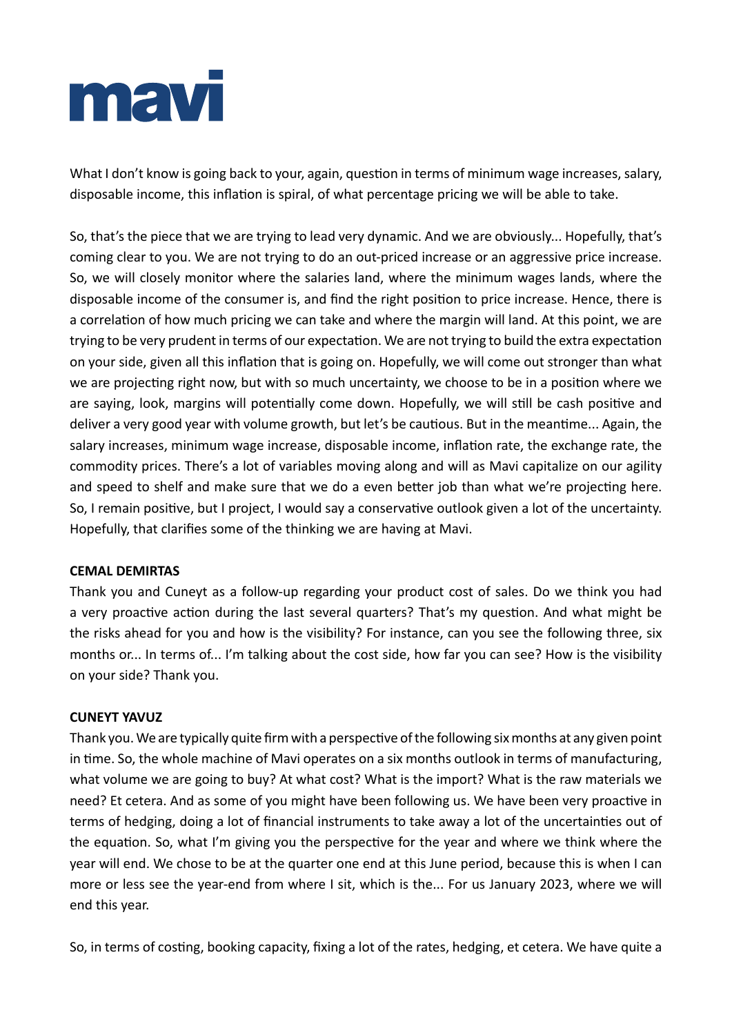What I don't know is going back to your, again, question in terms of minimum wage increases, salary, disposable income, this inflation is spiral, of what percentage pricing we will be able to take.

So, that's the piece that we are trying to lead very dynamic. And we are obviously... Hopefully, that's coming clear to you. We are not trying to do an out-priced increase or an aggressive price increase. So, we will closely monitor where the salaries land, where the minimum wages lands, where the disposable income of the consumer is, and find the right position to price increase. Hence, there is a correlation of how much pricing we can take and where the margin will land. At this point, we are trying to be very prudent in terms of our expectation. We are not trying to build the extra expectation on your side, given all this inflation that is going on. Hopefully, we will come out stronger than what we are projecting right now, but with so much uncertainty, we choose to be in a position where we are saying, look, margins will potentially come down. Hopefully, we will still be cash positive and deliver a very good year with volume growth, but let's be cautious. But in the meantime... Again, the salary increases, minimum wage increase, disposable income, inflation rate, the exchange rate, the commodity prices. There's a lot of variables moving along and will as Mavi capitalize on our agility and speed to shelf and make sure that we do a even better job than what we're projecting here. So, I remain positive, but I project, I would say a conservative outlook given a lot of the uncertainty. Hopefully, that clarifies some of the thinking we are having at Mavi.

**CEMAL DEMIRTAS**

Thank you and Cuneyt as a follow-up regarding your product cost of sales. Do we think you had a very proactive action during the last several quarters? That's my question. And what might be the risks ahead for you and how is the visibility? For instance, can you see the following three, six months or... In terms of... I'm talking about the cost side, how far you can see? How is the visibility on your side? Thank you.

**CUNEYT YAVUZ**

Thank you. We are typically quite firm with a perspective of the following six months at any given point in time. So, the whole machine of Mavi operates on a six months outlook in terms of manufacturing, what volume we are going to buy? At what cost? What is the import? What is the raw materials we need? Et cetera. And as some of you might have been following us. We have been very proactive in terms of hedging, doing a lot of financial instruments to take away a lot of the uncertainties out of the equation. So, what I'm giving you the perspective for the year and where we think where the year will end. We chose to be at the quarter one end at this June period, because this is when I can more or less see the year-end from where I sit, which is the... For us January 2023, where we will end this year.

So, in terms of costing, booking capacity, fixing a lot of the rates, hedging, et cetera. We have quite a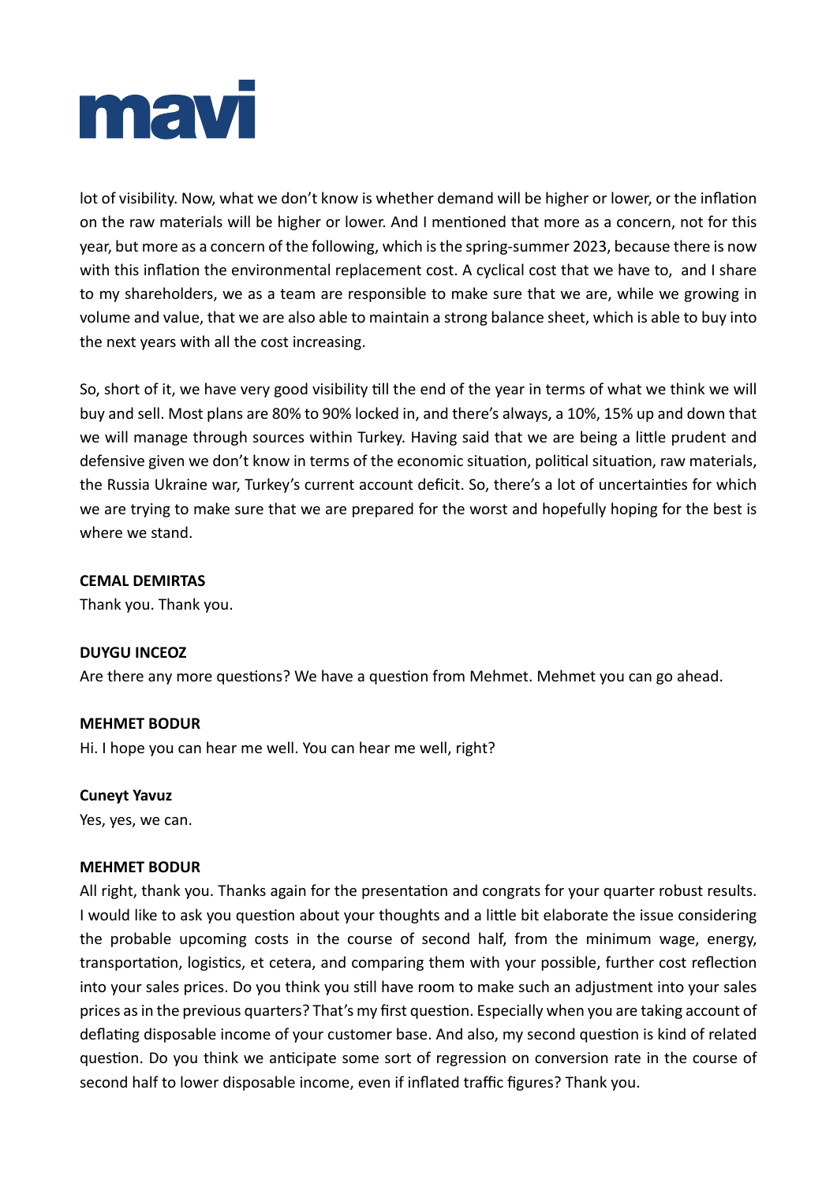lot of visibility. Now, what we don't know is whether demand will be higher or lower, or the inflation on the raw materials will be higher or lower. And I mentioned that more as a concern, not for this year, but more as a concern of the following, which is the spring-summer 2023, because there is now with this inflation the environmental replacement cost. A cyclical cost that we have to,  and I share to my shareholders, we as a team are responsible to make sure that we are, while we growing in volume and value, that we are also able to maintain a strong balance sheet, which is able to buy into the next years with all the cost increasing.

So, short of it, we have very good visibility till the end of the year in terms of what we think we will buy and sell. Most plans are 80% to 90% locked in, and there's always, a 10%, 15% up and down that we will manage through sources within Turkey. Having said that we are being a little prudent and defensive given we don't know in terms of the economic situation, political situation, raw materials, the Russia Ukraine war, Turkey's current account deficit. So, there's a lot of uncertainties for which we are trying to make sure that we are prepared for the worst and hopefully hoping for the best is where we stand.

**CEMAL DEMIRTAS**

Thank you. Thank you.

**DUYGU INCEOZ**

Are there any more questions? We have a question from Mehmet. Mehmet you can go ahead.

**MEHMET BODUR**

Hi. I hope you can hear me well. You can hear me well, right?

**Cuneyt Yavuz**

Yes, yes, we can.

**MEHMET BODUR**

All right, thank you. Thanks again for the presentation and congrats for your quarter robust results. I would like to ask you question about your thoughts and a little bit elaborate the issue considering the probable upcoming costs in the course of second half, from the minimum wage, energy, transportation, logistics, et cetera, and comparing them with your possible, further cost reflection into your sales prices. Do you think you still have room to make such an adjustment into your sales prices as in the previous quarters? That's my first question. Especially when you are taking account of deflating disposable income of your customer base. And also, my second question is kind of related question. Do you think we anticipate some sort of regression on conversion rate in the course of second half to lower disposable income, even if inflated traffic figures? Thank you.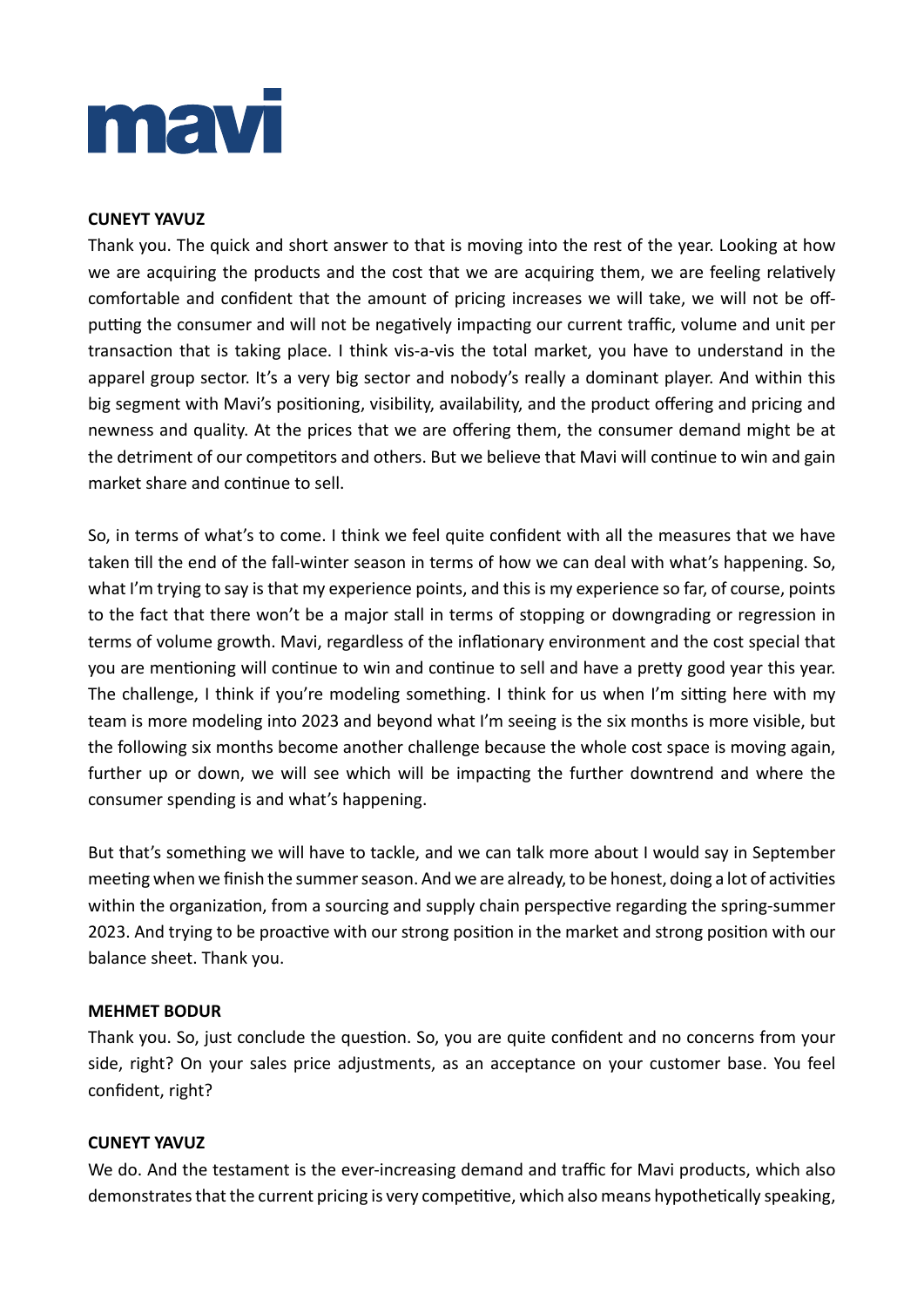**CUNEYT YAVUZ**

Thank you. The quick and short answer to that is moving into the rest of the year. Looking at how we are acquiring the products and the cost that we are acquiring them, we are feeling relatively comfortable and confident that the amount of pricing increases we will take, we will not be off-putting the consumer and will not be negatively impacting our current traffic, volume and unit per transaction that is taking place. I think vis-a-vis the total market, you have to understand in the apparel group sector. It's a very big sector and nobody's really a dominant player. And within this big segment with Mavi's positioning, visibility, availability, and the product offering and pricing and newness and quality. At the prices that we are offering them, the consumer demand might be at the detriment of our competitors and others. But we believe that Mavi will continue to win and gain market share and continue to sell.

So, in terms of what's to come. I think we feel quite confident with all the measures that we have taken till the end of the fall-winter season in terms of how we can deal with what's happening. So, what I'm trying to say is that my experience points, and this is my experience so far, of course, points to the fact that there won't be a major stall in terms of stopping or downgrading or regression in terms of volume growth. Mavi, regardless of the inflationary environment and the cost special that you are mentioning will continue to win and continue to sell and have a pretty good year this year. The challenge, I think if you're modeling something. I think for us when I'm sitting here with my team is more modeling into 2023 and beyond what I'm seeing is the six months is more visible, but the following six months become another challenge because the whole cost space is moving again, further up or down, we will see which will be impacting the further downtrend and where the consumer spending is and what's happening.

But that's something we will have to tackle, and we can talk more about I would say in September meeting when we finish the summer season. And we are already, to be honest, doing a lot of activities within the organization, from a sourcing and supply chain perspective regarding the spring-summer 2023. And trying to be proactive with our strong position in the market and strong position with our balance sheet. Thank you.

**MEHMET BODUR**

Thank you. So, just conclude the question. So, you are quite confident and no concerns from your side, right? On your sales price adjustments, as an acceptance on your customer base. You feel confident, right?

**CUNEYT YAVUZ**

We do. And the testament is the ever-increasing demand and traffic for Mavi products, which also demonstrates that the current pricing is very competitive, which also means hypothetically speaking,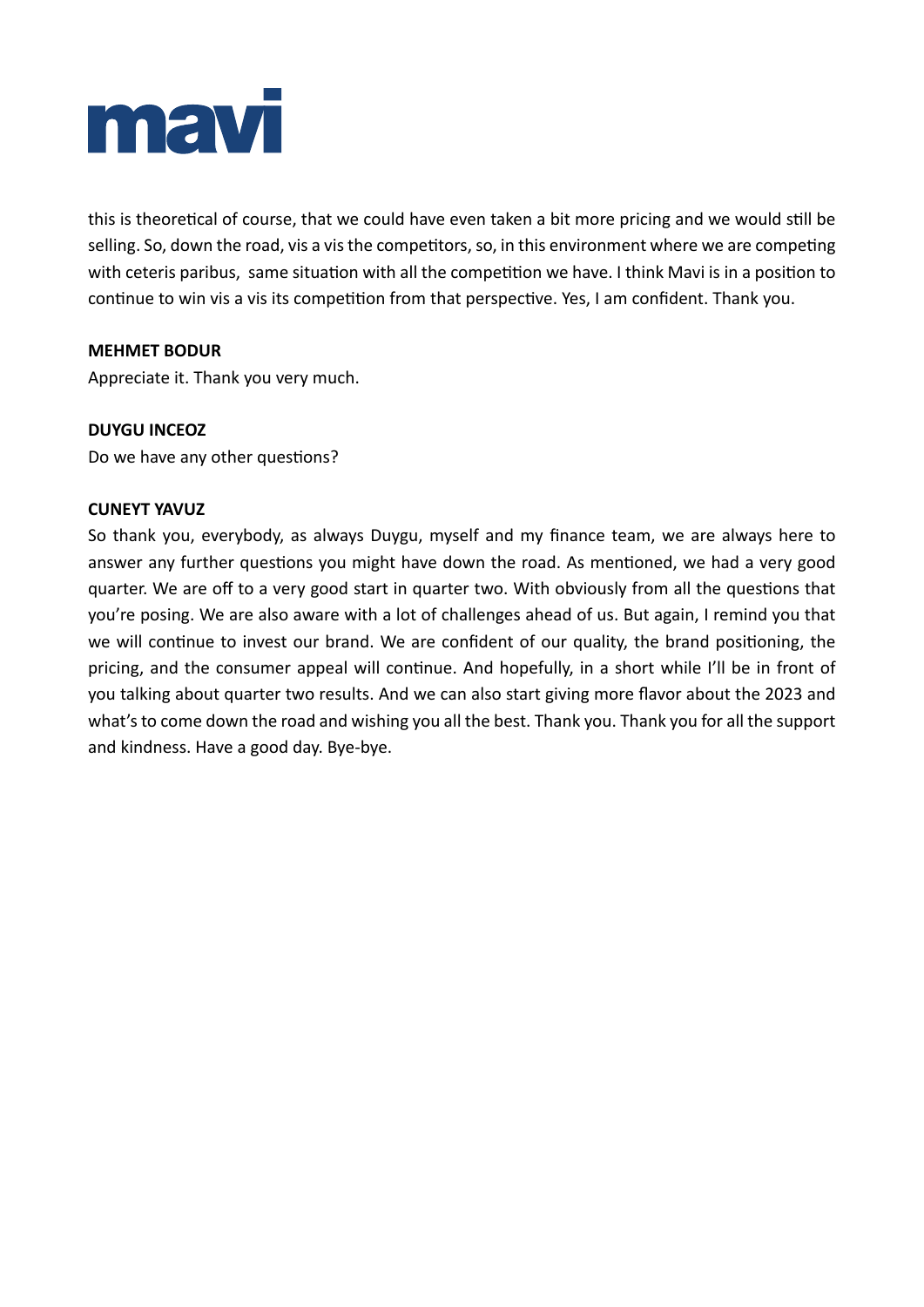this is theoretical of course, that we could have even taken a bit more pricing and we would still be selling. So, down the road, vis a vis the competitors, so, in this environment where we are competing with ceteris paribus, same situation with all the competition we have. I think Mavi is in a position to continue to win vis a vis its competition from that perspective. Yes, I am confident. Thank you.

**MEHMET BODUR**

Appreciate it. Thank you very much.

**DUYGU INCEOZ**

Do we have any other questions?

**CUNEYT YAVUZ**

So thank you, everybody, as always Duygu, myself and my finance team, we are always here to answer any further questions you might have down the road. As mentioned, we had a very good quarter. We are off to a very good start in quarter two. With obviously from all the questions that you're posing. We are also aware with a lot of challenges ahead of us. But again, I remind you that we will continue to invest our brand. We are confident of our quality, the brand positioning, the pricing, and the consumer appeal will continue. And hopefully, in a short while I'll be in front of you talking about quarter two results. And we can also start giving more flavor about the 2023 and what's to come down the road and wishing you all the best. Thank you. Thank you for all the support and kindness. Have a good day. Bye-bye.